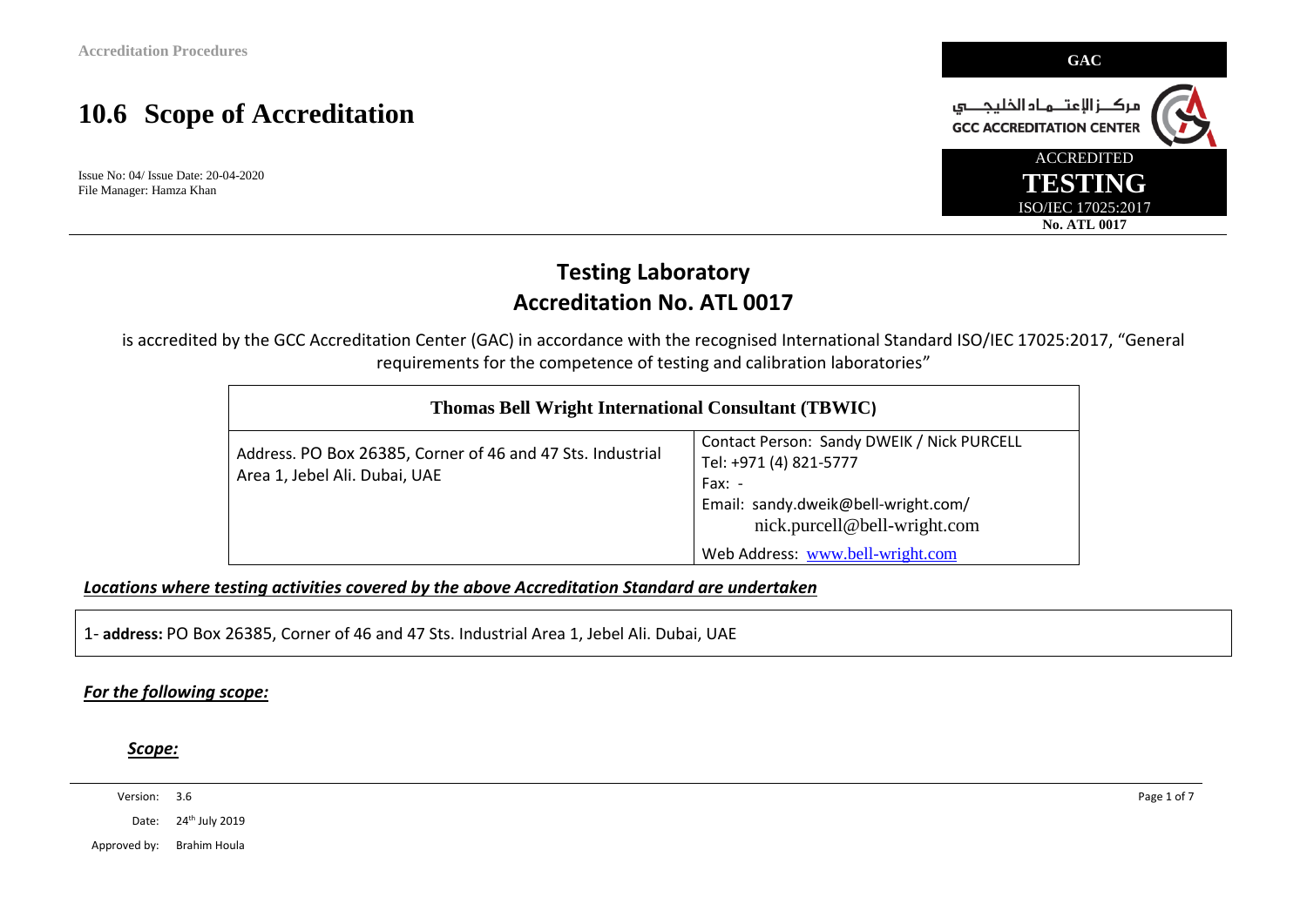# 10.6 Scope of Accreditation

Issue No: 04/ Issue Date: 20-04-2020
File Manager: Hamza Khan

GAC

مركــز الإعتــمـاد الخليجـــي
GCC ACCREDITATION CENTER

ACCREDITED
**TESTING**
ISO/IEC 17025:2017
**No. ATL 0017**

## Testing Laboratory
## Accreditation No. ATL 0017

is accredited by the GCC Accreditation Center (GAC) in accordance with the recognised International Standard ISO/IEC 17025:2017, "General requirements for the competence of testing and calibration laboratories"

| **Thomas Bell Wright International Consultant (TBWIC)** | |
|---|---|
| Address. PO Box 26385, Corner of 46 and 47 Sts. Industrial Area 1, Jebel Ali. Dubai, UAE | Contact Person: Sandy DWEIK / Nick PURCELL<br>Tel: +971 (4) 821-5777<br>Fax: -<br>Email: sandy.dweik@bell-wright.com/ nick.purcell@bell-wright.com<br>Web Address: www.bell-wright.com |

***Locations where testing activities covered by the above Accreditation Standard are undertaken***

1- **address:** PO Box 26385, Corner of 46 and 47 Sts. Industrial Area 1, Jebel Ali. Dubai, UAE

***For the following scope:***

***Scope:***

Version: 3.6
Date: 24th July 2019
Approved by: Brahim Houla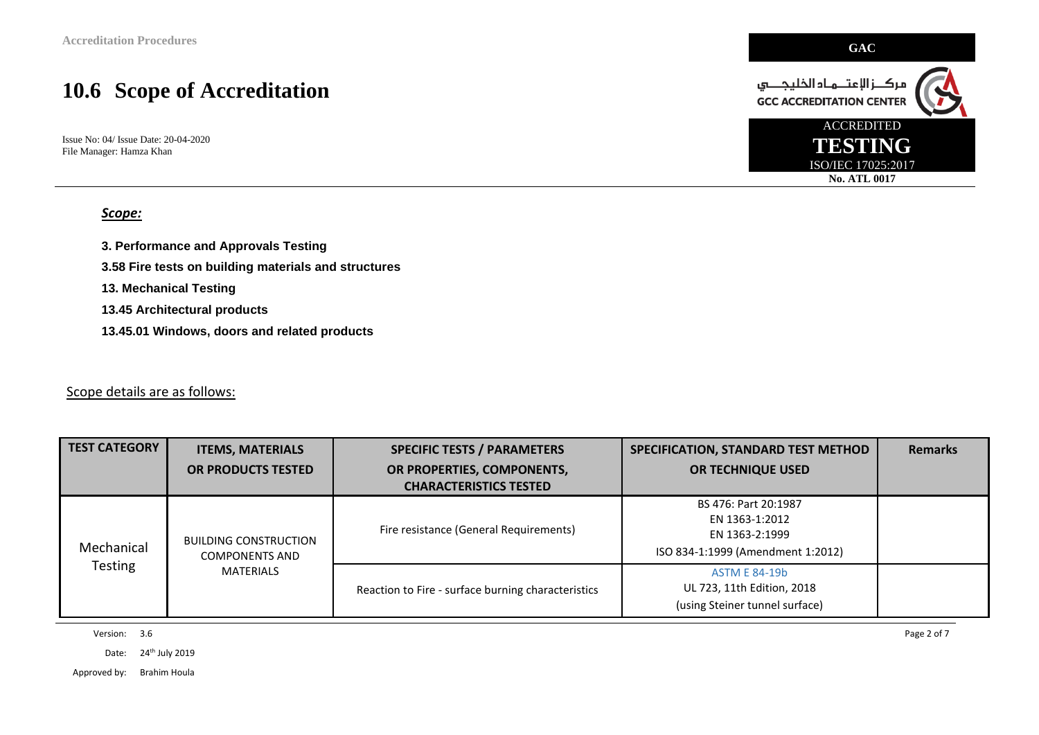# 10.6 Scope of Accreditation

Issue No: 04/ Issue Date: 20-04-2020
File Manager: Hamza Khan

GAC

مركــز الإعتــماد الخليجــي
GCC ACCREDITATION CENTER

ACCREDITED
**TESTING**
ISO/IEC 17025:2017
**No. ATL 0017**

***Scope:***

**3. Performance and Approvals Testing**

**3.58 Fire tests on building materials and structures**

**13. Mechanical Testing**

**13.45 Architectural products**

**13.45.01 Windows, doors and related products**

Scope details are as follows:

| TEST CATEGORY | ITEMS, MATERIALS OR PRODUCTS TESTED | SPECIFIC TESTS / PARAMETERS OR PROPERTIES, COMPONENTS, CHARACTERISTICS TESTED | SPECIFICATION, STANDARD TEST METHOD OR TECHNIQUE USED | Remarks |
|---|---|---|---|---|
| Mechanical Testing | BUILDING CONSTRUCTION COMPONENTS AND MATERIALS | Fire resistance (General Requirements) | BS 476: Part 20:1987<br>EN 1363-1:2012<br>EN 1363-2:1999<br>ISO 834-1:1999 (Amendment 1:2012) | |
| | | Reaction to Fire - surface burning characteristics | ASTM E 84-19b<br>UL 723, 11th Edition, 2018<br>(using Steiner tunnel surface) | |

Version: 3.6

Date: 24th July 2019

Approved by: Brahim Houla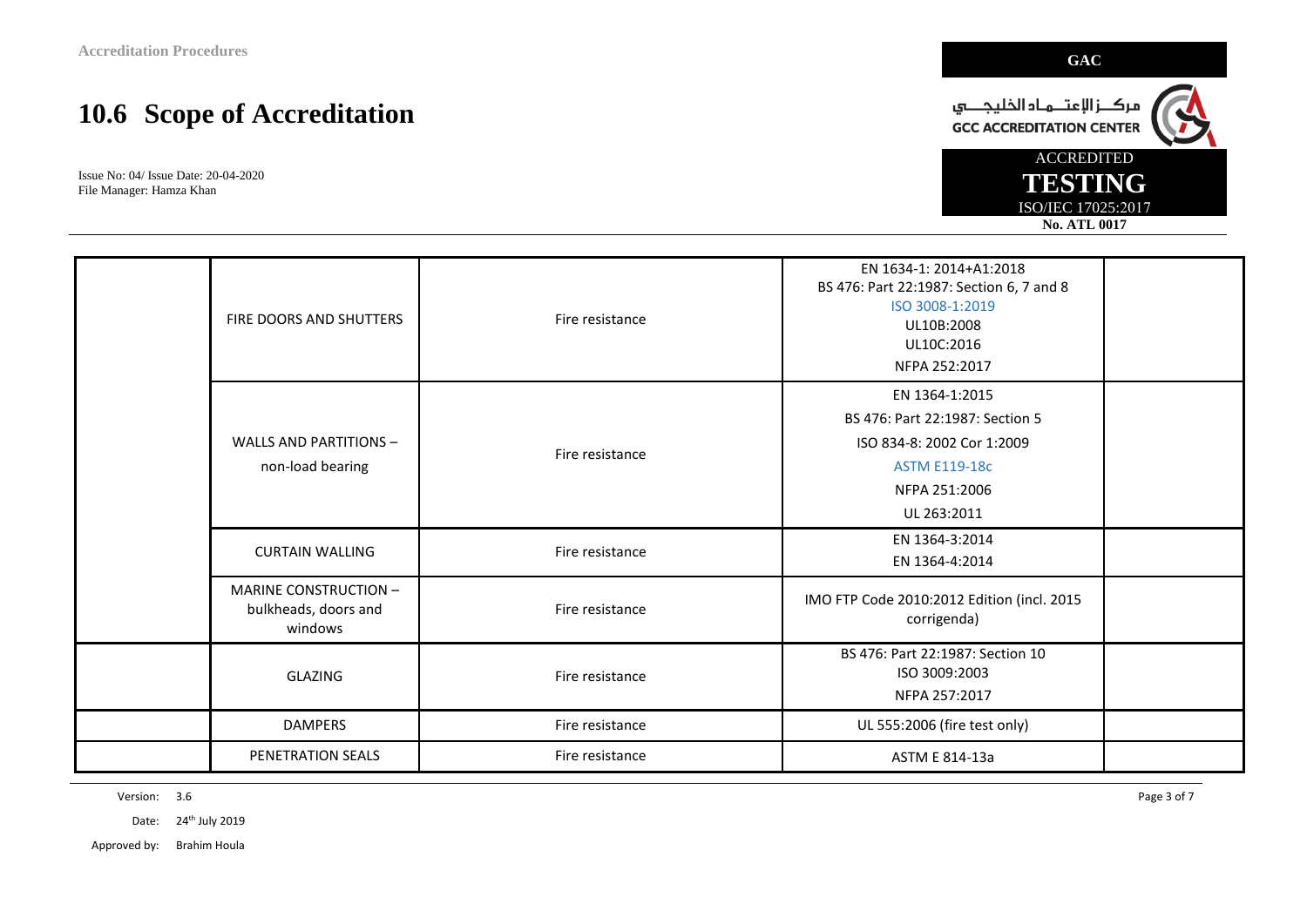# 10.6 Scope of Accreditation

Issue No: 04/ Issue Date: 20-04-2020
File Manager: Hamza Khan

GAC

مركـــز الإعتـــماد الخليجـــي
GCC ACCREDITATION CENTER

ACCREDITED
**TESTING**
ISO/IEC 17025:2017
**No. ATL 0017**

| | | | | |
|---|---|---|---|---|
| | FIRE DOORS AND SHUTTERS | Fire resistance | EN 1634-1: 2014+A1:2018<br>BS 476: Part 22:1987: Section 6, 7 and 8<br>ISO 3008-1:2019<br>UL10B:2008<br>UL10C:2016<br>NFPA 252:2017 | |
| | WALLS AND PARTITIONS – non-load bearing | Fire resistance | EN 1364-1:2015<br>BS 476: Part 22:1987: Section 5<br>ISO 834-8: 2002 Cor 1:2009<br>ASTM E119-18c<br>NFPA 251:2006<br>UL 263:2011 | |
| | CURTAIN WALLING | Fire resistance | EN 1364-3:2014<br>EN 1364-4:2014 | |
| | MARINE CONSTRUCTION – bulkheads, doors and windows | Fire resistance | IMO FTP Code 2010:2012 Edition (incl. 2015 corrigenda) | |
| | GLAZING | Fire resistance | BS 476: Part 22:1987: Section 10<br>ISO 3009:2003<br>NFPA 257:2017 | |
| | DAMPERS | Fire resistance | UL 555:2006 (fire test only) | |
| | PENETRATION SEALS | Fire resistance | ASTM E 814-13a | |

Version: 3.6
Date: 24th July 2019
Approved by: Brahim Houla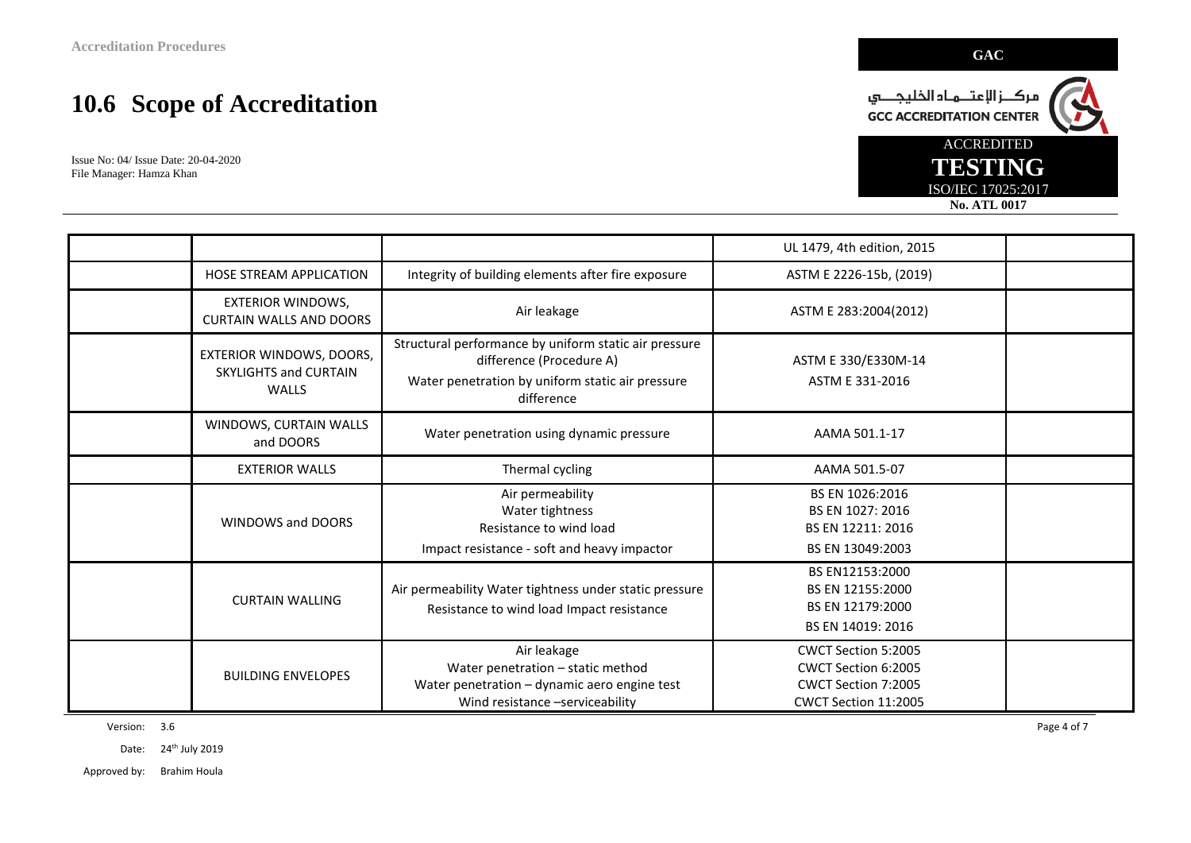# 10.6 Scope of Accreditation

Issue No: 04/ Issue Date: 20-04-2020
File Manager: Hamza Khan

GAC

مركــز الإعتــمـاد الخليجــي
GCC ACCREDITATION CENTER

ACCREDITED
**TESTING**
ISO/IEC 17025:2017
**No. ATL 0017**

| | | | | |
|---|---|---|---|---|
| | | | UL 1479, 4th edition, 2015 | |
| | HOSE STREAM APPLICATION | Integrity of building elements after fire exposure | ASTM E 2226-15b, (2019) | |
| | EXTERIOR WINDOWS, CURTAIN WALLS AND DOORS | Air leakage | ASTM E 283:2004(2012) | |
| | EXTERIOR WINDOWS, DOORS, SKYLIGHTS and CURTAIN WALLS | Structural performance by uniform static air pressure difference (Procedure A)<br>Water penetration by uniform static air pressure difference | ASTM E 330/E330M-14<br>ASTM E 331-2016 | |
| | WINDOWS, CURTAIN WALLS and DOORS | Water penetration using dynamic pressure | AAMA 501.1-17 | |
| | EXTERIOR WALLS | Thermal cycling | AAMA 501.5-07 | |
| | WINDOWS and DOORS | Air permeability<br>Water tightness<br>Resistance to wind load<br>Impact resistance - soft and heavy impactor | BS EN 1026:2016<br>BS EN 1027: 2016<br>BS EN 12211: 2016<br>BS EN 13049:2003 | |
| | CURTAIN WALLING | Air permeability Water tightness under static pressure<br>Resistance to wind load Impact resistance | BS EN12153:2000<br>BS EN 12155:2000<br>BS EN 12179:2000<br>BS EN 14019: 2016 | |
| | BUILDING ENVELOPES | Air leakage<br>Water penetration – static method<br>Water penetration – dynamic aero engine test<br>Wind resistance –serviceability | CWCT Section 5:2005<br>CWCT Section 6:2005<br>CWCT Section 7:2005<br>CWCT Section 11:2005 | |

Version: 3.6

Date: 24th July 2019

Approved by: Brahim Houla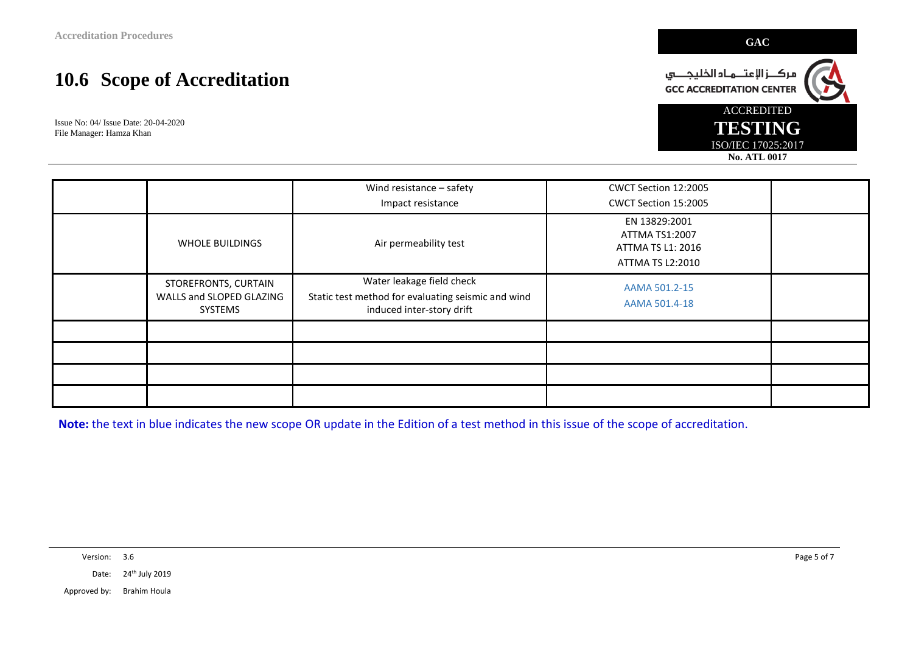## 10.6 Scope of Accreditation

Issue No: 04/ Issue Date: 20-04-2020
File Manager: Hamza Khan

| | | | | |
|---|---|---|---|---|
| | | Wind resistance – safety<br>Impact resistance | CWCT Section 12:2005<br>CWCT Section 15:2005 | |
| | WHOLE BUILDINGS | Air permeability test | EN 13829:2001<br>ATTMA TS1:2007<br>ATTMA TS L1: 2016<br>ATTMA TS L2:2010 | |
| | STOREFRONTS, CURTAIN WALLS and SLOPED GLAZING SYSTEMS | Water leakage field check<br>Static test method for evaluating seismic and wind induced inter-story drift | AAMA 501.2-15<br>AAMA 501.4-18 | |
| | | | | |
| | | | | |
| | | | | |
| | | | | |

**Note:** the text in blue indicates the new scope OR update in the Edition of a test method in this issue of the scope of accreditation.

Version: 3.6
Date: 24th July 2019
Approved by: Brahim Houla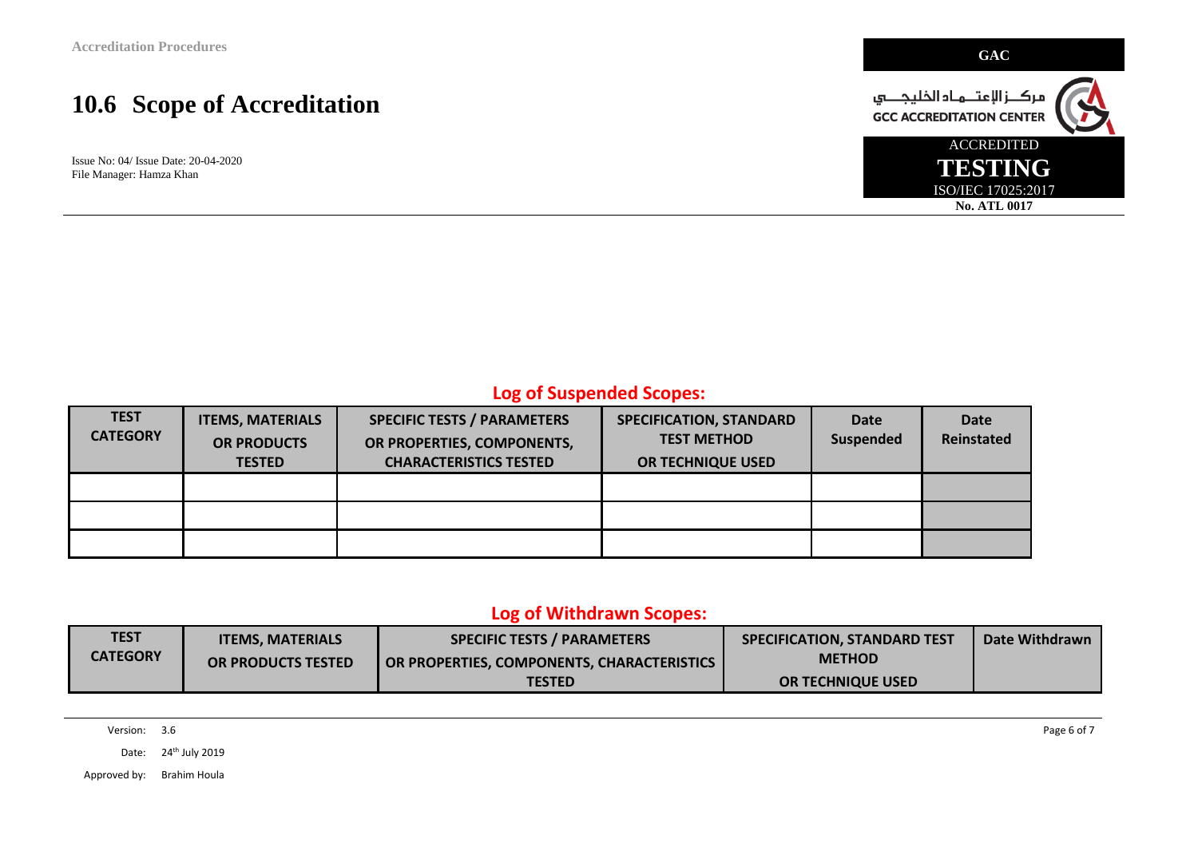# 10.6 Scope of Accreditation

Issue No: 04/ Issue Date: 20-04-2020
File Manager: Hamza Khan

GAC

مركــز الإعتــماد الخليجـــي
GCC ACCREDITATION CENTER

ACCREDITED
**TESTING**
ISO/IEC 17025:2017
**No. ATL 0017**

## Log of Suspended Scopes:

| TEST CATEGORY | ITEMS, MATERIALS OR PRODUCTS TESTED | SPECIFIC TESTS / PARAMETERS OR PROPERTIES, COMPONENTS, CHARACTERISTICS TESTED | SPECIFICATION, STANDARD TEST METHOD OR TECHNIQUE USED | Date Suspended | Date Reinstated |
|---|---|---|---|---|---|
| | | | | | |
| | | | | | |
| | | | | | |

## Log of Withdrawn Scopes:

| TEST CATEGORY | ITEMS, MATERIALS OR PRODUCTS TESTED | SPECIFIC TESTS / PARAMETERS OR PROPERTIES, COMPONENTS, CHARACTERISTICS TESTED | SPECIFICATION, STANDARD TEST METHOD OR TECHNIQUE USED | Date Withdrawn |
|---|---|---|---|---|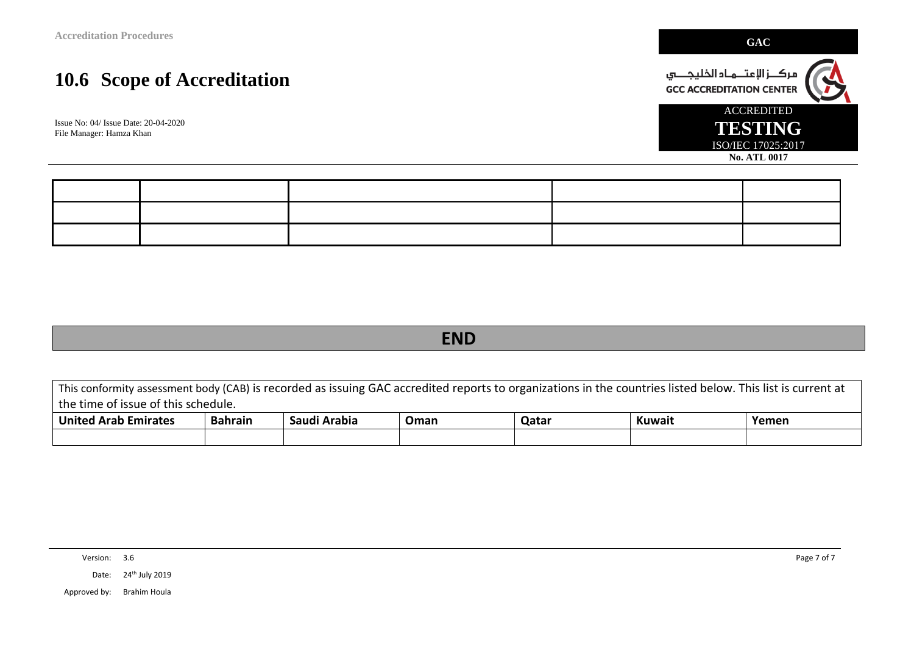# 10.6 Scope of Accreditation

Issue No: 04/ Issue Date: 20-04-2020
File Manager: Hamza Khan

GAC

مركــز الإعتــمــاد الخليجـــي
GCC ACCREDITATION CENTER

ACCREDITED
**TESTING**
ISO/IEC 17025:2017
**No. ATL 0017**

| | | | | |
|---|---|---|---|---|
| | | | | |
| | | | | |
| | | | | |

**END**

| This conformity assessment body (CAB) is recorded as issuing GAC accredited reports to organizations in the countries listed below. This list is current at the time of issue of this schedule. | | | | | | |
|---|---|---|---|---|---|---|
| **United Arab Emirates** | **Bahrain** | **Saudi Arabia** | **Oman** | **Qatar** | **Kuwait** | **Yemen** |
| | | | | | | |

Version: 3.6
Date: 24th July 2019
Approved by: Brahim Houla